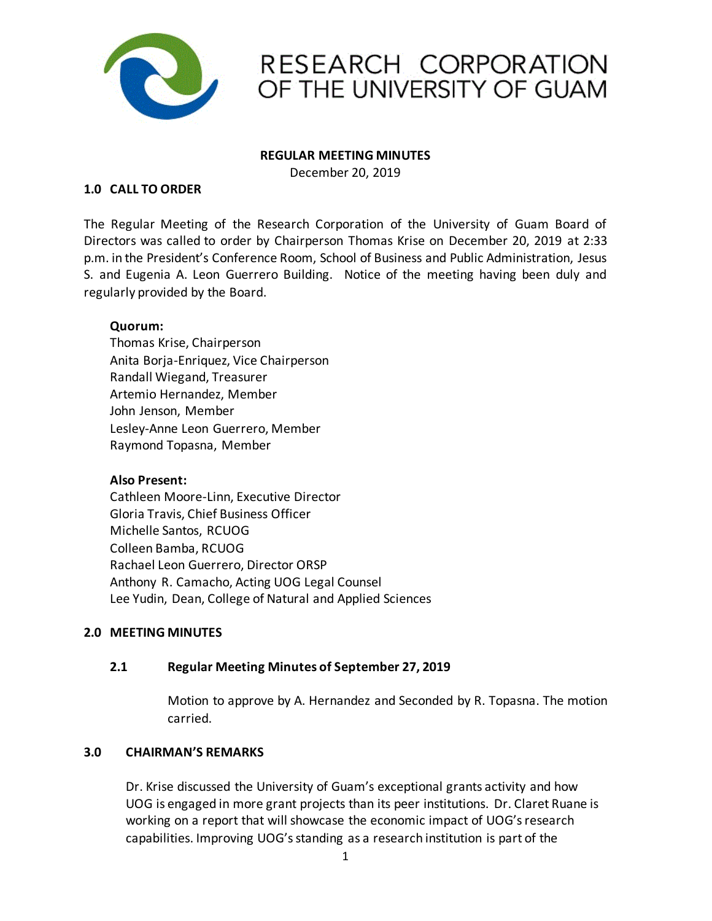# RESEARCH CORPORATION OF THE UNIVERSITY OF GUAM

**REGULAR MEETING MINUTES**

December 20, 2019

## 1.0 CALL TO ORDER

The Regular Meeting of the Research Corporation of the University of Guam Board of Directors was called to order by Chairperson Thomas Krise on December 20, 2019 at 2:33 p.m. in the President's Conference Room, School of Business and Public Administration, Jesus S. and Eugenia A. Leon Guerrero Building. Notice of the meeting having been duly and regularly provided by the Board.

**Quorum:**
Thomas Krise, Chairperson
Anita Borja-Enriquez, Vice Chairperson
Randall Wiegand, Treasurer
Artemio Hernandez, Member
John Jenson, Member
Lesley-Anne Leon Guerrero, Member
Raymond Topasna, Member

**Also Present:**
Cathleen Moore-Linn, Executive Director
Gloria Travis, Chief Business Officer
Michelle Santos, RCUOG
Colleen Bamba, RCUOG
Rachael Leon Guerrero, Director ORSP
Anthony R. Camacho, Acting UOG Legal Counsel
Lee Yudin, Dean, College of Natural and Applied Sciences

## 2.0 MEETING MINUTES

### 2.1 Regular Meeting Minutes of September 27, 2019

Motion to approve by A. Hernandez and Seconded by R. Topasna. The motion carried.

## 3.0 CHAIRMAN'S REMARKS

Dr. Krise discussed the University of Guam's exceptional grants activity and how UOG is engaged in more grant projects than its peer institutions. Dr. Claret Ruane is working on a report that will showcase the economic impact of UOG's research capabilities. Improving UOG's standing as a research institution is part of the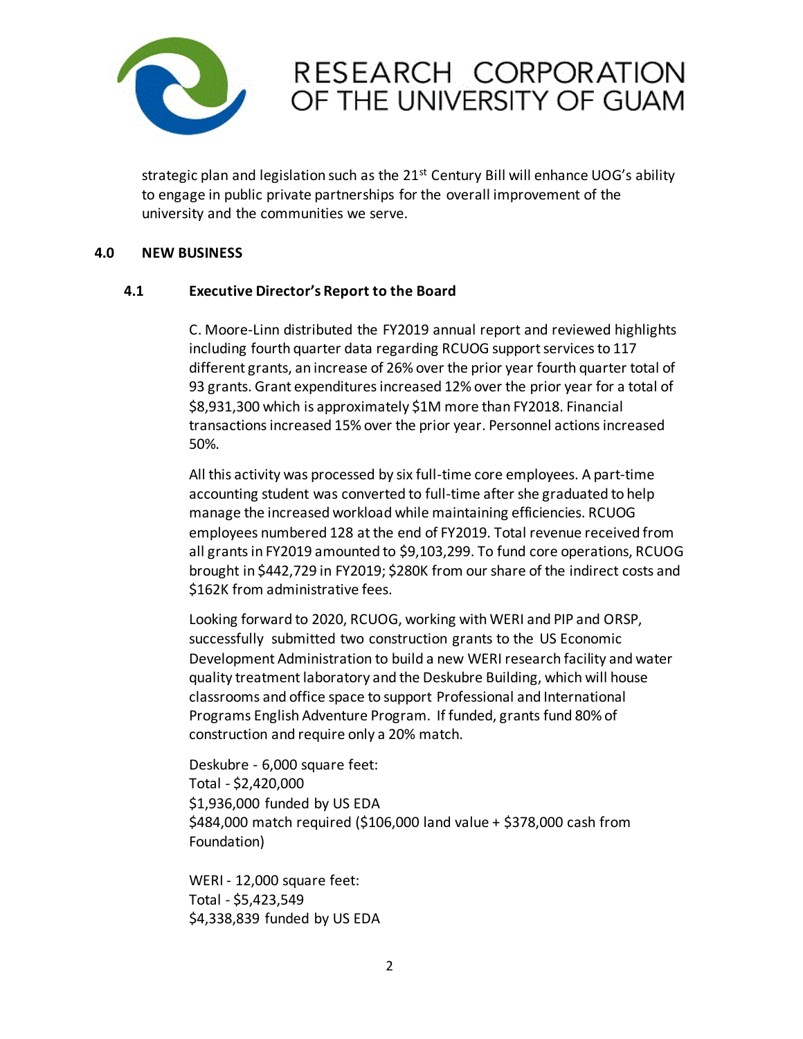strategic plan and legislation such as the 21st Century Bill will enhance UOG's ability to engage in public private partnerships for the overall improvement of the university and the communities we serve.

## 4.0 NEW BUSINESS

### 4.1 Executive Director's Report to the Board

C. Moore-Linn distributed the FY2019 annual report and reviewed highlights including fourth quarter data regarding RCUOG support services to 117 different grants, an increase of 26% over the prior year fourth quarter total of 93 grants. Grant expenditures increased 12% over the prior year for a total of $8,931,300 which is approximately $1M more than FY2018. Financial transactions increased 15% over the prior year. Personnel actions increased 50%.

All this activity was processed by six full-time core employees. A part-time accounting student was converted to full-time after she graduated to help manage the increased workload while maintaining efficiencies. RCUOG employees numbered 128 at the end of FY2019. Total revenue received from all grants in FY2019 amounted to $9,103,299. To fund core operations, RCUOG brought in $442,729 in FY2019; $280K from our share of the indirect costs and $162K from administrative fees.

Looking forward to 2020, RCUOG, working with WERI and PIP and ORSP, successfully submitted two construction grants to the US Economic Development Administration to build a new WERI research facility and water quality treatment laboratory and the Deskubre Building, which will house classrooms and office space to support Professional and International Programs English Adventure Program. If funded, grants fund 80% of construction and require only a 20% match.

Deskubre - 6,000 square feet:
Total - $2,420,000
$1,936,000 funded by US EDA
$484,000 match required ($106,000 land value + $378,000 cash from Foundation)

WERI - 12,000 square feet:
Total - $5,423,549
$4,338,839 funded by US EDA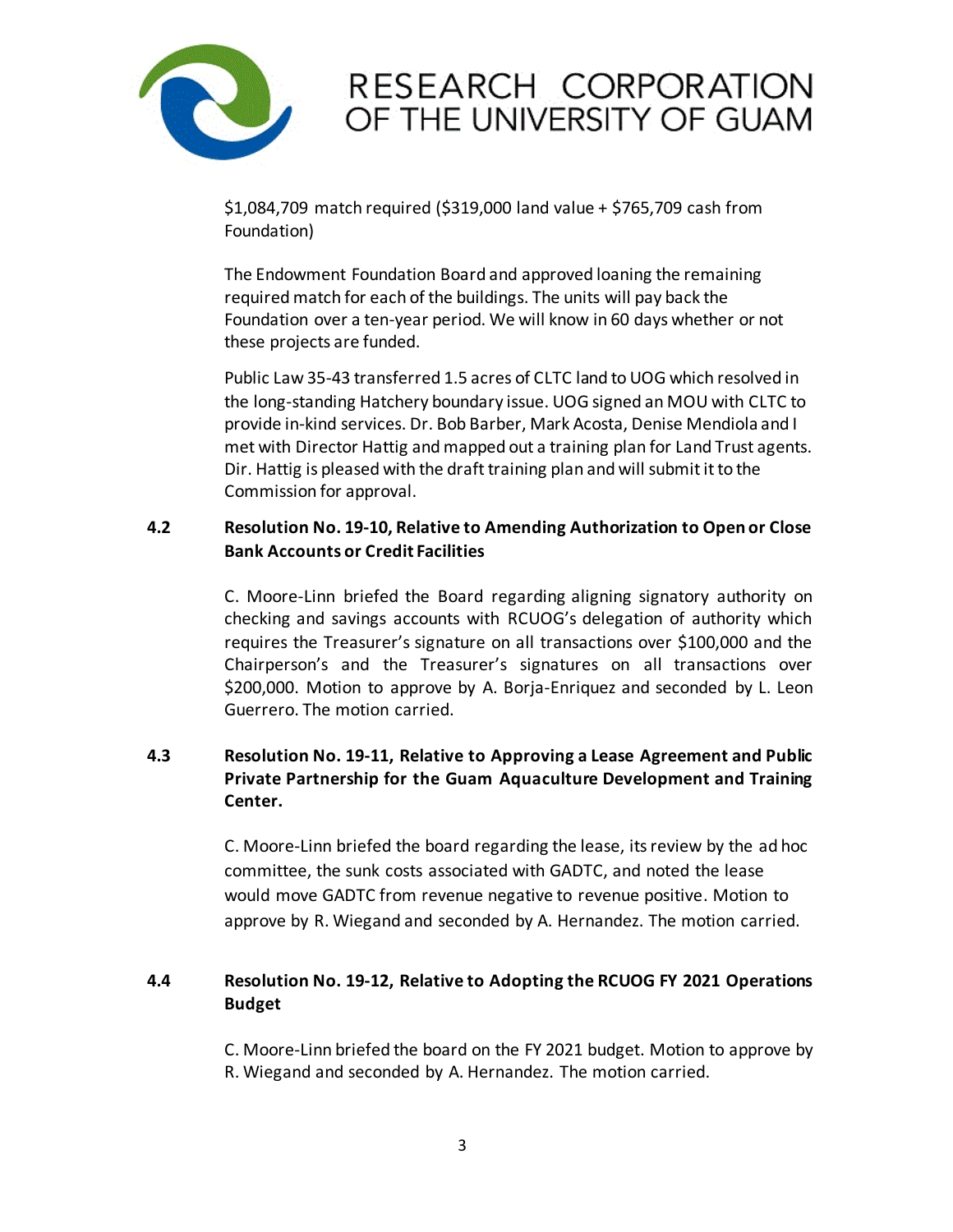$1,084,709 match required ($319,000 land value + $765,709 cash from Foundation)

The Endowment Foundation Board and approved loaning the remaining required match for each of the buildings. The units will pay back the Foundation over a ten-year period. We will know in 60 days whether or not these projects are funded.

Public Law 35-43 transferred 1.5 acres of CLTC land to UOG which resolved in the long-standing Hatchery boundary issue. UOG signed an MOU with CLTC to provide in-kind services. Dr. Bob Barber, Mark Acosta, Denise Mendiola and I met with Director Hattig and mapped out a training plan for Land Trust agents. Dir. Hattig is pleased with the draft training plan and will submit it to the Commission for approval.

### 4.2 Resolution No. 19-10, Relative to Amending Authorization to Open or Close Bank Accounts or Credit Facilities

C. Moore-Linn briefed the Board regarding aligning signatory authority on checking and savings accounts with RCUOG's delegation of authority which requires the Treasurer's signature on all transactions over $100,000 and the Chairperson's and the Treasurer's signatures on all transactions over $200,000. Motion to approve by A. Borja-Enriquez and seconded by L. Leon Guerrero. The motion carried.

### 4.3 Resolution No. 19-11, Relative to Approving a Lease Agreement and Public Private Partnership for the Guam Aquaculture Development and Training Center.

C. Moore-Linn briefed the board regarding the lease, its review by the ad hoc committee, the sunk costs associated with GADTC, and noted the lease would move GADTC from revenue negative to revenue positive. Motion to approve by R. Wiegand and seconded by A. Hernandez. The motion carried.

### 4.4 Resolution No. 19-12, Relative to Adopting the RCUOG FY 2021 Operations Budget

C. Moore-Linn briefed the board on the FY 2021 budget. Motion to approve by R. Wiegand and seconded by A. Hernandez. The motion carried.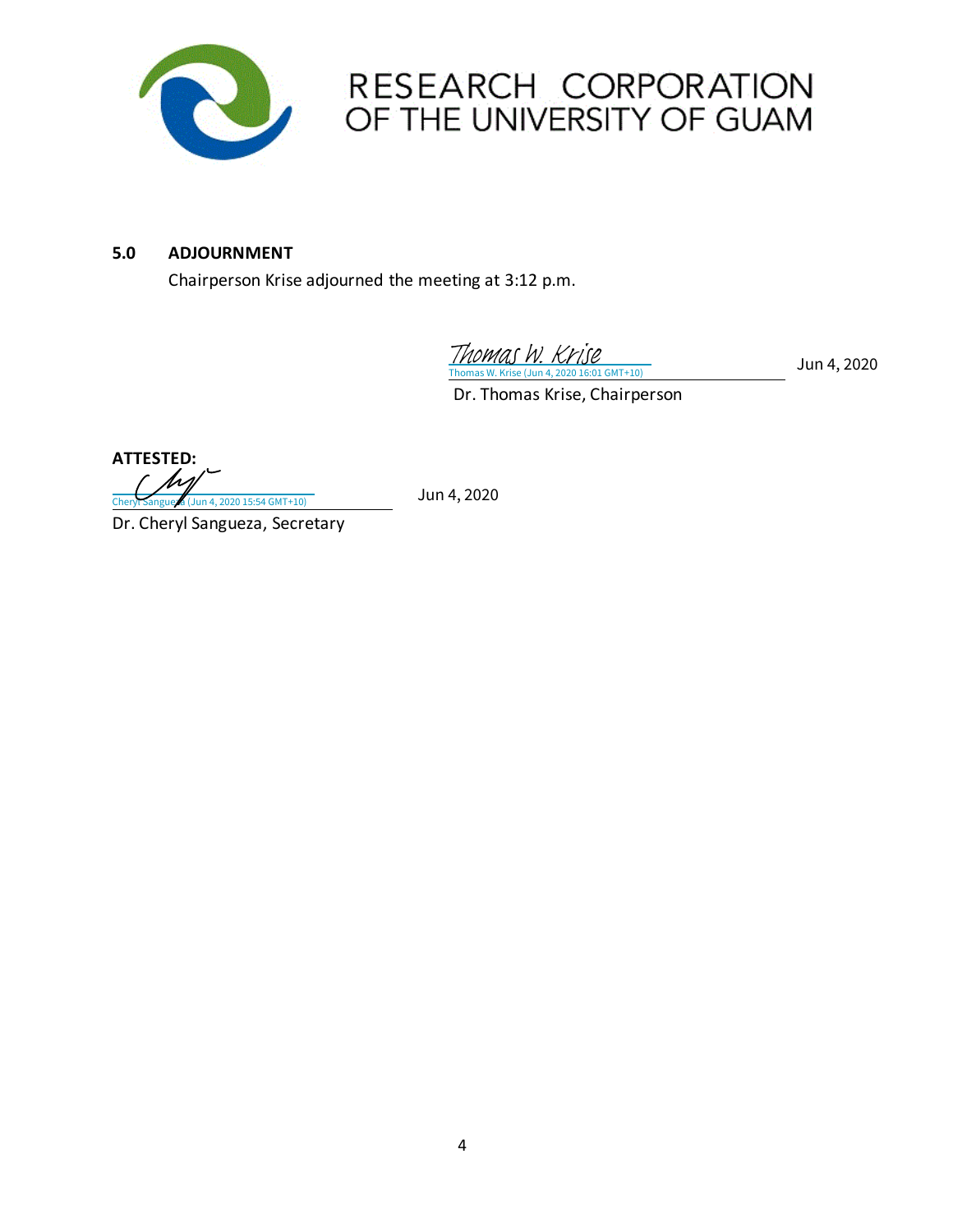RESEARCH CORPORATION OF THE UNIVERSITY OF GUAM

**5.0 ADJOURNMENT**

Chairperson Krise adjourned the meeting at 3:12 p.m.

Thomas W. Krise
Thomas W. Krise (Jun 4, 2020 16:01 GMT+10)

Jun 4, 2020

Dr. Thomas Krise, Chairperson

**ATTESTED:**

Cheryl Sangueza (Jun 4, 2020 15:54 GMT+10)

Jun 4, 2020

Dr. Cheryl Sangueza, Secretary